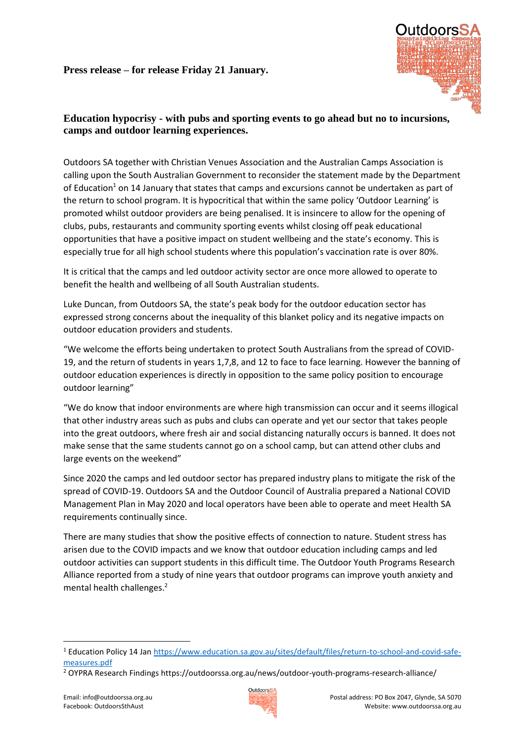**Press release – for release Friday 21 January.**

# Education hypocrisy - with pubs and sporting events to go ahead but no to incursions, camps and outdoor learning experiences.

Outdoors SA together with Christian Venues Association and the Australian Camps Association is calling upon the South Australian Government to reconsider the statement made by the Department of Education[1] on 14 January that states that camps and excursions cannot be undertaken as part of the return to school program. It is hypocritical that within the same policy 'Outdoor Learning' is promoted whilst outdoor providers are being penalised. It is insincere to allow for the opening of clubs, pubs, restaurants and community sporting events whilst closing off peak educational opportunities that have a positive impact on student wellbeing and the state's economy. This is especially true for all high school students where this population's vaccination rate is over 80%.

It is critical that the camps and led outdoor activity sector are once more allowed to operate to benefit the health and wellbeing of all South Australian students.

Luke Duncan, from Outdoors SA, the state's peak body for the outdoor education sector has expressed strong concerns about the inequality of this blanket policy and its negative impacts on outdoor education providers and students.

"We welcome the efforts being undertaken to protect South Australians from the spread of COVID-19, and the return of students in years 1,7,8, and 12 to face to face learning. However the banning of outdoor education experiences is directly in opposition to the same policy position to encourage outdoor learning"

"We do know that indoor environments are where high transmission can occur and it seems illogical that other industry areas such as pubs and clubs can operate and yet our sector that takes people into the great outdoors, where fresh air and social distancing naturally occurs is banned. It does not make sense that the same students cannot go on a school camp, but can attend other clubs and large events on the weekend"

Since 2020 the camps and led outdoor sector has prepared industry plans to mitigate the risk of the spread of COVID-19. Outdoors SA and the Outdoor Council of Australia prepared a National COVID Management Plan in May 2020 and local operators have been able to operate and meet Health SA requirements continually since.

There are many studies that show the positive effects of connection to nature. Student stress has arisen due to the COVID impacts and we know that outdoor education including camps and led outdoor activities can support students in this difficult time. The Outdoor Youth Programs Research Alliance reported from a study of nine years that outdoor programs can improve youth anxiety and mental health challenges.[2]

---

[1] Education Policy 14 Jan https://www.education.sa.gov.au/sites/default/files/return-to-school-and-covid-safe-measures.pdf

[2] OYPRA Research Findings https://outdoorssa.org.au/news/outdoor-youth-programs-research-alliance/

Email: info@outdoorssa.org.au
Facebook: OutdoorsSthAust

Postal address: PO Box 2047, Glynde, SA 5070
Website: www.outdoorssa.org.au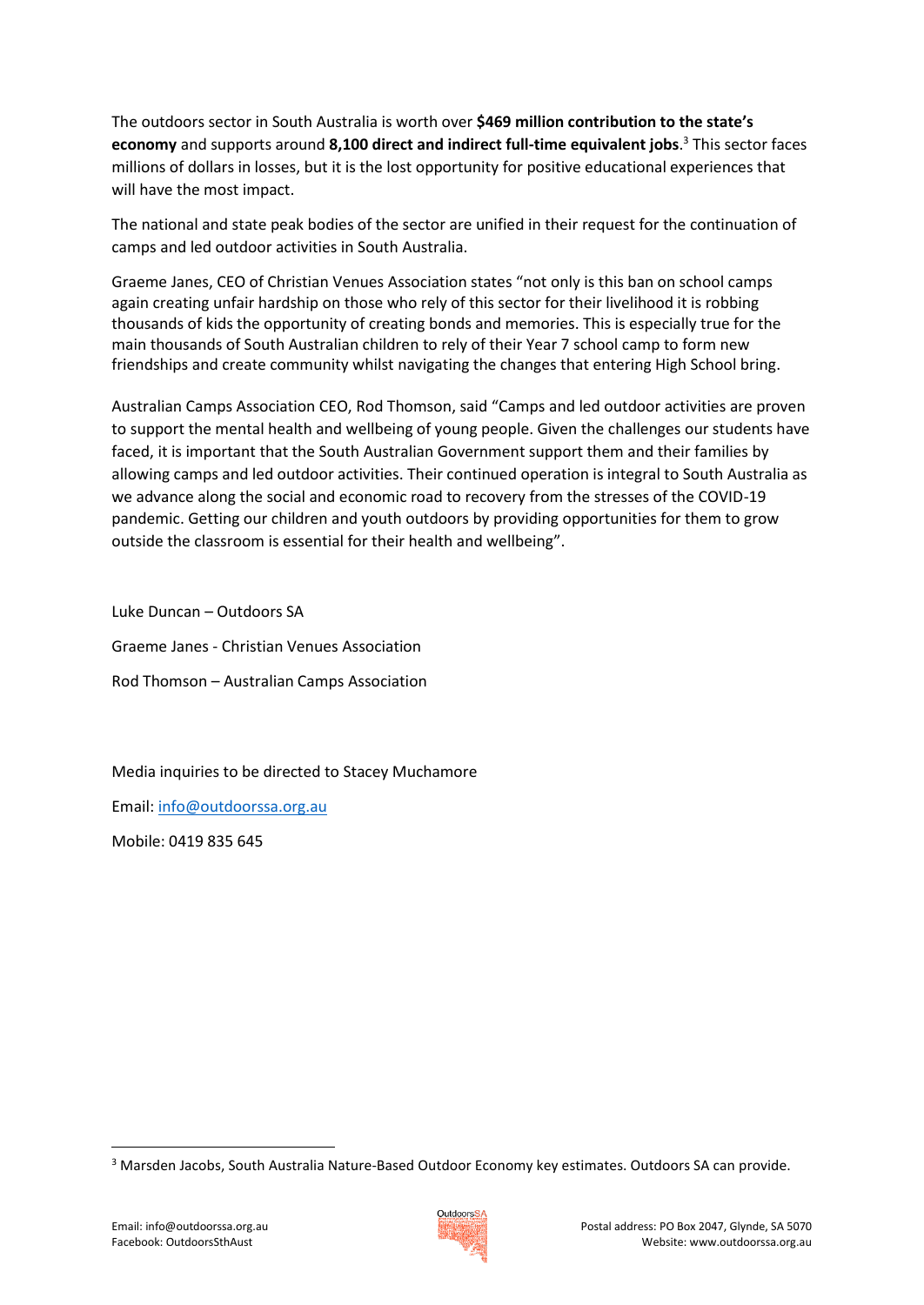The outdoors sector in South Australia is worth over **$469 million contribution to the state's economy** and supports around **8,100 direct and indirect full-time equivalent jobs**.[3] This sector faces millions of dollars in losses, but it is the lost opportunity for positive educational experiences that will have the most impact.

The national and state peak bodies of the sector are unified in their request for the continuation of camps and led outdoor activities in South Australia.

Graeme Janes, CEO of Christian Venues Association states "not only is this ban on school camps again creating unfair hardship on those who rely of this sector for their livelihood it is robbing thousands of kids the opportunity of creating bonds and memories. This is especially true for the main thousands of South Australian children to rely of their Year 7 school camp to form new friendships and create community whilst navigating the changes that entering High School bring.

Australian Camps Association CEO, Rod Thomson, said "Camps and led outdoor activities are proven to support the mental health and wellbeing of young people. Given the challenges our students have faced, it is important that the South Australian Government support them and their families by allowing camps and led outdoor activities. Their continued operation is integral to South Australia as we advance along the social and economic road to recovery from the stresses of the COVID-19 pandemic. Getting our children and youth outdoors by providing opportunities for them to grow outside the classroom is essential for their health and wellbeing".

Luke Duncan – Outdoors SA

Graeme Janes - Christian Venues Association

Rod Thomson – Australian Camps Association

Media inquiries to be directed to Stacey Muchamore

Email: info@outdoorssa.org.au

Mobile: 0419 835 645

[3] Marsden Jacobs, South Australia Nature-Based Outdoor Economy key estimates. Outdoors SA can provide.